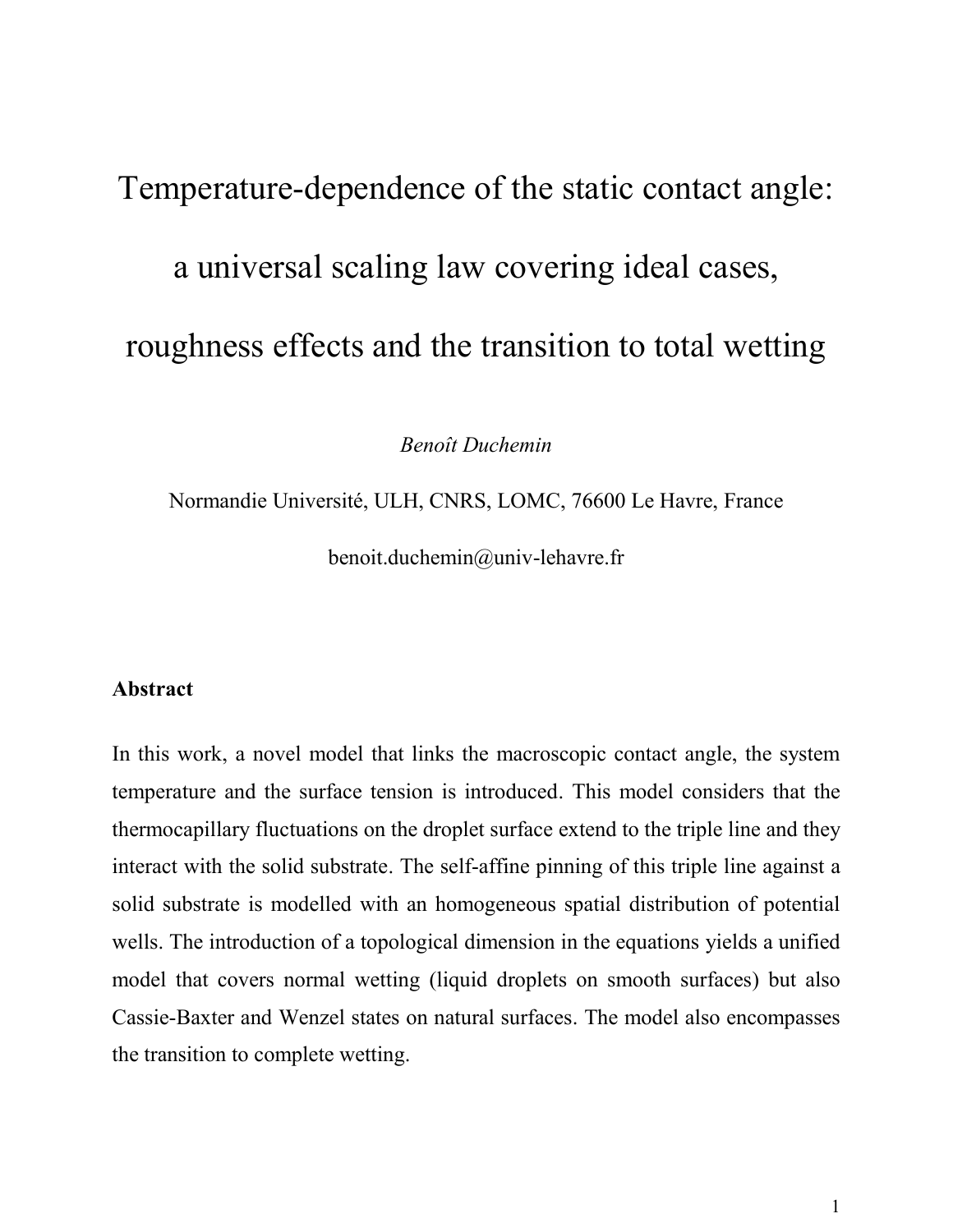# Temperature-dependence of the static contact angle: a universal scaling law covering ideal cases, roughness effects and the transition to total wetting

*Benoît Duchemin*

Normandie Université, ULH, CNRS, LOMC, 76600 Le Havre, France

benoit.duchemin@univ-lehavre.fr

## Abstract

In this work, a novel model that links the macroscopic contact angle, the system temperature and the surface tension is introduced. This model considers that the thermocapillary fluctuations on the droplet surface extend to the triple line and they interact with the solid substrate. The self-affine pinning of this triple line against a solid substrate is modelled with an homogeneous spatial distribution of potential wells. The introduction of a topological dimension in the equations yields a unified model that covers normal wetting (liquid droplets on smooth surfaces) but also Cassie-Baxter and Wenzel states on natural surfaces. The model also encompasses the transition to complete wetting.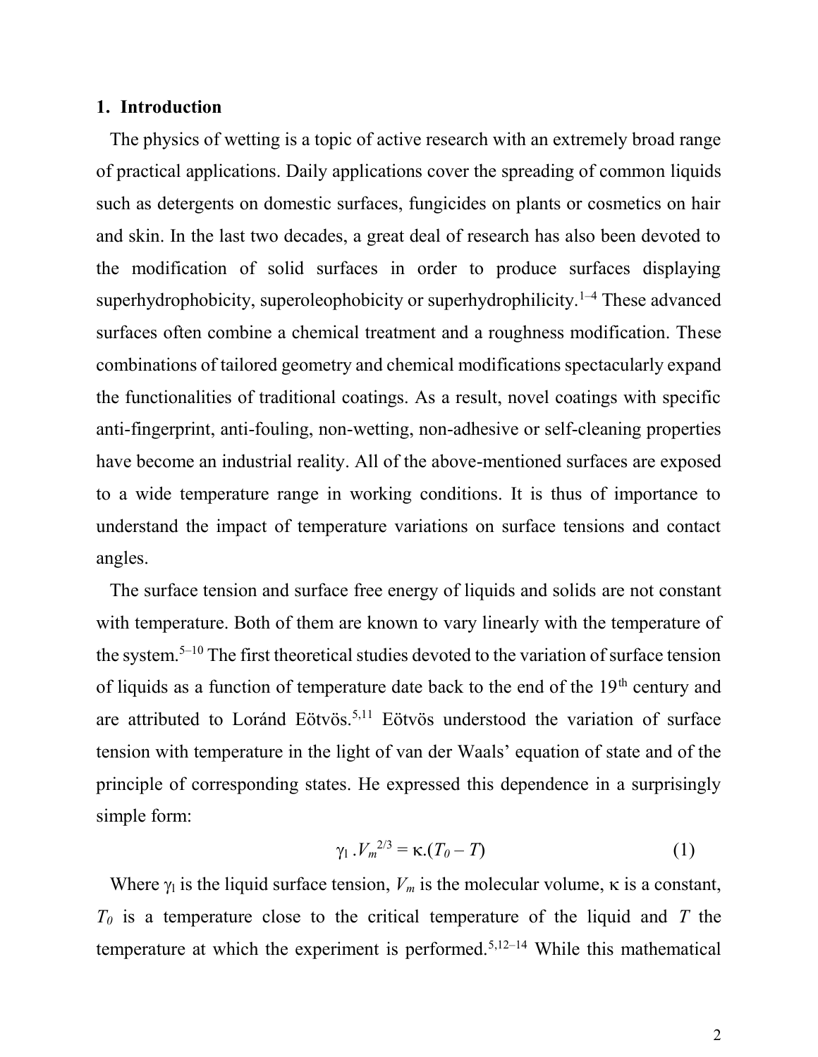## 1. Introduction

The physics of wetting is a topic of active research with an extremely broad range of practical applications. Daily applications cover the spreading of common liquids such as detergents on domestic surfaces, fungicides on plants or cosmetics on hair and skin. In the last two decades, a great deal of research has also been devoted to the modification of solid surfaces in order to produce surfaces displaying superhydrophobicity, superoleophobicity or superhydrophilicity.[1–4] These advanced surfaces often combine a chemical treatment and a roughness modification. These combinations of tailored geometry and chemical modifications spectacularly expand the functionalities of traditional coatings. As a result, novel coatings with specific anti-fingerprint, anti-fouling, non-wetting, non-adhesive or self-cleaning properties have become an industrial reality. All of the above-mentioned surfaces are exposed to a wide temperature range in working conditions. It is thus of importance to understand the impact of temperature variations on surface tensions and contact angles.

The surface tension and surface free energy of liquids and solids are not constant with temperature. Both of them are known to vary linearly with the temperature of the system.[5–10] The first theoretical studies devoted to the variation of surface tension of liquids as a function of temperature date back to the end of the 19th century and are attributed to Loránd Eötvös.[5,11] Eötvös understood the variation of surface tension with temperature in the light of van der Waals' equation of state and of the principle of corresponding states. He expressed this dependence in a surprisingly simple form:

$$\gamma_l \,.V_m^{2/3} = \kappa.(T_0 - T) \qquad (1)$$

Where $\gamma_l$ is the liquid surface tension, $V_m$ is the molecular volume, $\kappa$ is a constant, $T_0$ is a temperature close to the critical temperature of the liquid and $T$ the temperature at which the experiment is performed.[5,12–14] While this mathematical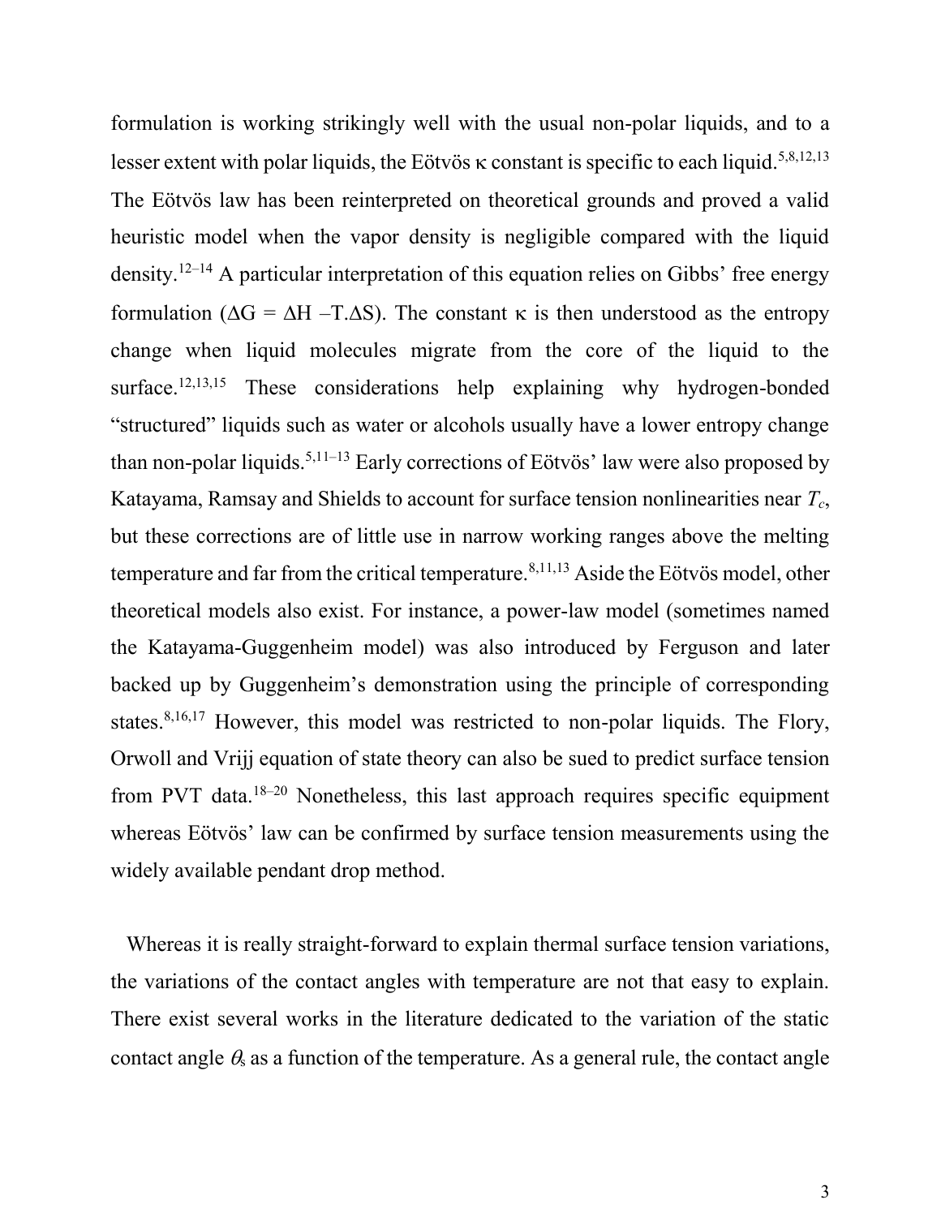formulation is working strikingly well with the usual non-polar liquids, and to a lesser extent with polar liquids, the Eötvös κ constant is specific to each liquid.[5,8,12,13] The Eötvös law has been reinterpreted on theoretical grounds and proved a valid heuristic model when the vapor density is negligible compared with the liquid density.[12–14] A particular interpretation of this equation relies on Gibbs' free energy formulation ($\Delta G = \Delta H - T.\Delta S$). The constant κ is then understood as the entropy change when liquid molecules migrate from the core of the liquid to the surface.[12,13,15] These considerations help explaining why hydrogen-bonded "structured" liquids such as water or alcohols usually have a lower entropy change than non-polar liquids.[5,11–13] Early corrections of Eötvös' law were also proposed by Katayama, Ramsay and Shields to account for surface tension nonlinearities near $T_c$, but these corrections are of little use in narrow working ranges above the melting temperature and far from the critical temperature.[8,11,13] Aside the Eötvös model, other theoretical models also exist. For instance, a power-law model (sometimes named the Katayama-Guggenheim model) was also introduced by Ferguson and later backed up by Guggenheim's demonstration using the principle of corresponding states.[8,16,17] However, this model was restricted to non-polar liquids. The Flory, Orwoll and Vrijj equation of state theory can also be sued to predict surface tension from PVT data.[18–20] Nonetheless, this last approach requires specific equipment whereas Eötvös' law can be confirmed by surface tension measurements using the widely available pendant drop method.

Whereas it is really straight-forward to explain thermal surface tension variations, the variations of the contact angles with temperature are not that easy to explain. There exist several works in the literature dedicated to the variation of the static contact angle $\theta_s$ as a function of the temperature. As a general rule, the contact angle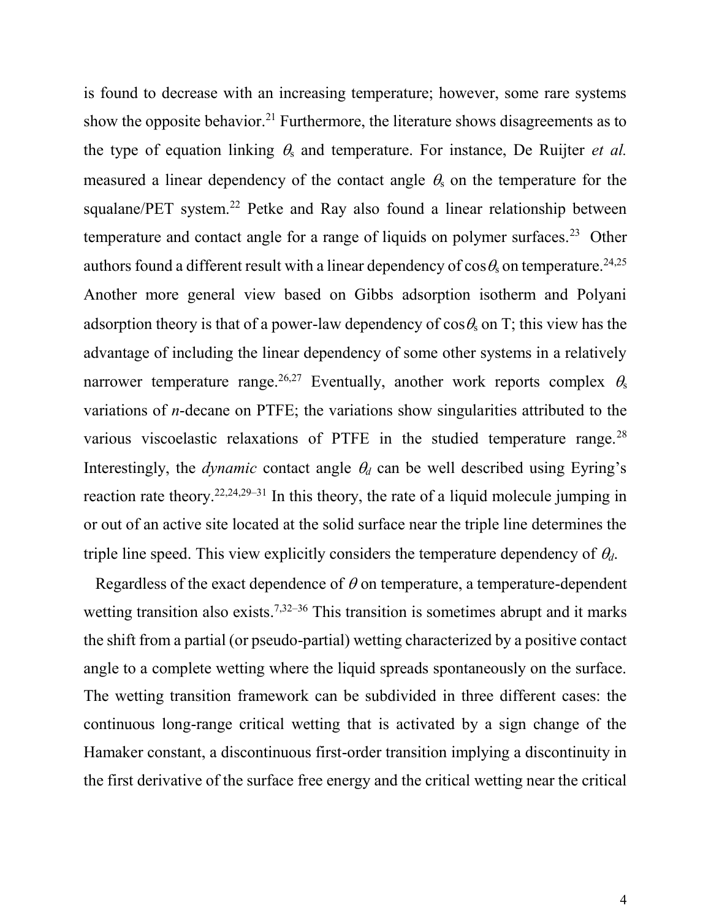is found to decrease with an increasing temperature; however, some rare systems show the opposite behavior.[21] Furthermore, the literature shows disagreements as to the type of equation linking $\theta_s$ and temperature. For instance, De Ruijter *et al.* measured a linear dependency of the contact angle $\theta_s$ on the temperature for the squalane/PET system.[22] Petke and Ray also found a linear relationship between temperature and contact angle for a range of liquids on polymer surfaces.[23] Other authors found a different result with a linear dependency of $\cos\theta_s$ on temperature.[24,25] Another more general view based on Gibbs adsorption isotherm and Polyani adsorption theory is that of a power-law dependency of $\cos\theta_s$ on T; this view has the advantage of including the linear dependency of some other systems in a relatively narrower temperature range.[26,27] Eventually, another work reports complex $\theta_s$ variations of *n*-decane on PTFE; the variations show singularities attributed to the various viscoelastic relaxations of PTFE in the studied temperature range.[28] Interestingly, the *dynamic* contact angle $\theta_d$ can be well described using Eyring's reaction rate theory.[22,24,29–31] In this theory, the rate of a liquid molecule jumping in or out of an active site located at the solid surface near the triple line determines the triple line speed. This view explicitly considers the temperature dependency of $\theta_d$.

Regardless of the exact dependence of $\theta$ on temperature, a temperature-dependent wetting transition also exists.[7,32–36] This transition is sometimes abrupt and it marks the shift from a partial (or pseudo-partial) wetting characterized by a positive contact angle to a complete wetting where the liquid spreads spontaneously on the surface. The wetting transition framework can be subdivided in three different cases: the continuous long-range critical wetting that is activated by a sign change of the Hamaker constant, a discontinuous first-order transition implying a discontinuity in the first derivative of the surface free energy and the critical wetting near the critical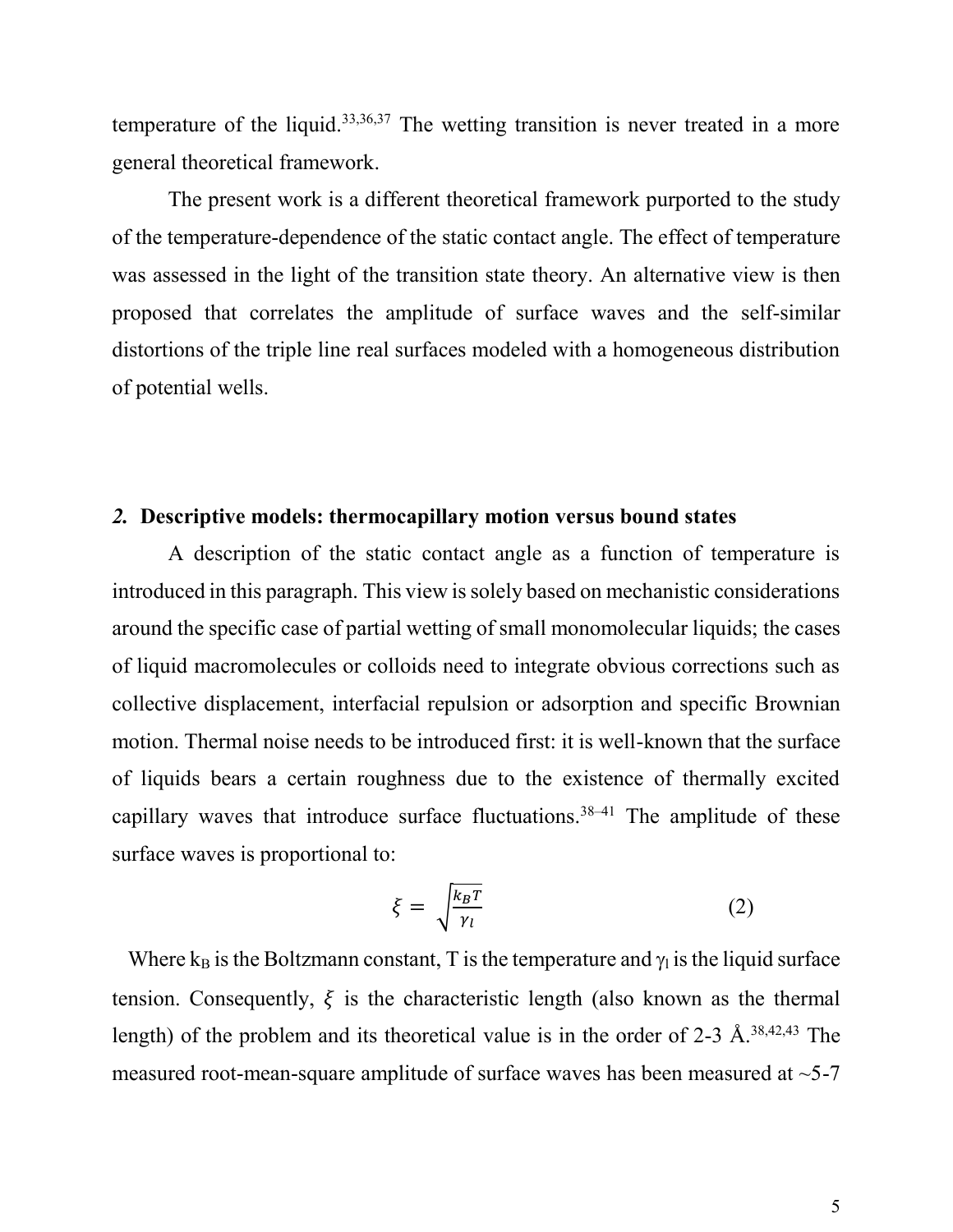temperature of the liquid.[33,36,37] The wetting transition is never treated in a more general theoretical framework.

The present work is a different theoretical framework purported to the study of the temperature-dependence of the static contact angle. The effect of temperature was assessed in the light of the transition state theory. An alternative view is then proposed that correlates the amplitude of surface waves and the self-similar distortions of the triple line real surfaces modeled with a homogeneous distribution of potential wells.

## *2.* Descriptive models: thermocapillary motion versus bound states

A description of the static contact angle as a function of temperature is introduced in this paragraph. This view is solely based on mechanistic considerations around the specific case of partial wetting of small monomolecular liquids; the cases of liquid macromolecules or colloids need to integrate obvious corrections such as collective displacement, interfacial repulsion or adsorption and specific Brownian motion. Thermal noise needs to be introduced first: it is well-known that the surface of liquids bears a certain roughness due to the existence of thermally excited capillary waves that introduce surface fluctuations.[38–41] The amplitude of these surface waves is proportional to:

$$\xi = \sqrt{\frac{k_B T}{\gamma_l}} \tag{2}$$

Where $k_B$ is the Boltzmann constant, T is the temperature and $\gamma_l$ is the liquid surface tension. Consequently, $\xi$ is the characteristic length (also known as the thermal length) of the problem and its theoretical value is in the order of 2-3 Å.[38,42,43] The measured root-mean-square amplitude of surface waves has been measured at ~5-7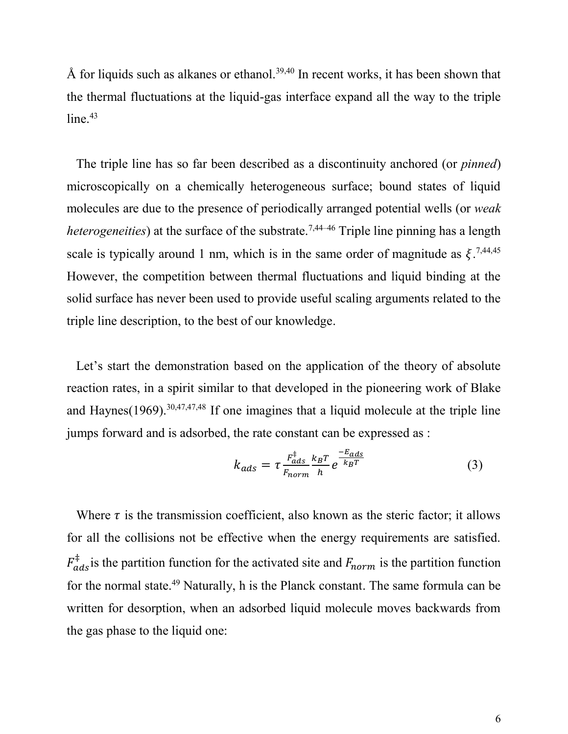Å for liquids such as alkanes or ethanol.[39,40] In recent works, it has been shown that the thermal fluctuations at the liquid-gas interface expand all the way to the triple line.[43]

The triple line has so far been described as a discontinuity anchored (or *pinned*) microscopically on a chemically heterogeneous surface; bound states of liquid molecules are due to the presence of periodically arranged potential wells (or *weak heterogeneities*) at the surface of the substrate.[7,44–46] Triple line pinning has a length scale is typically around 1 nm, which is in the same order of magnitude as $\xi$.[7,44,45] However, the competition between thermal fluctuations and liquid binding at the solid surface has never been used to provide useful scaling arguments related to the triple line description, to the best of our knowledge.

Let's start the demonstration based on the application of the theory of absolute reaction rates, in a spirit similar to that developed in the pioneering work of Blake and Haynes(1969).[30,47,47,48] If one imagines that a liquid molecule at the triple line jumps forward and is adsorbed, the rate constant can be expressed as :

$$k_{ads} = \tau \frac{F_{ads}^{\ddagger}}{F_{norm}} \frac{k_B T}{h} e^{\frac{-E_{ads}}{k_B T}} \tag{3}$$

Where $\tau$ is the transmission coefficient, also known as the steric factor; it allows for all the collisions not be effective when the energy requirements are satisfied. $F_{ads}^{\ddagger}$ is the partition function for the activated site and $F_{norm}$ is the partition function for the normal state.[49] Naturally, h is the Planck constant. The same formula can be written for desorption, when an adsorbed liquid molecule moves backwards from the gas phase to the liquid one: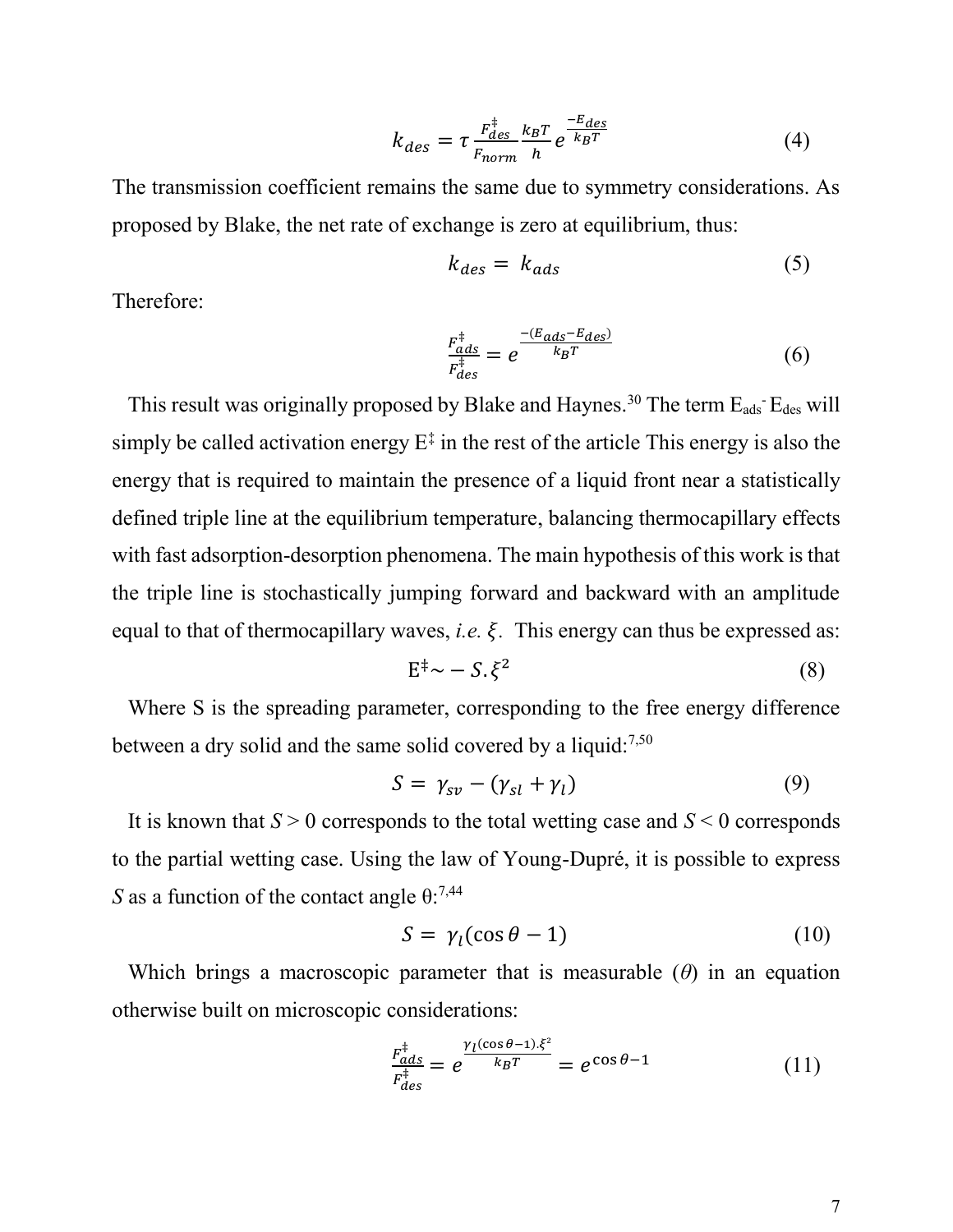$$k_{des} = \tau \frac{F_{des}^{\ddagger}}{F_{norm}} \frac{k_B T}{h} e^{\frac{-E_{des}}{k_B T}} \tag{4}$$

The transmission coefficient remains the same due to symmetry considerations. As proposed by Blake, the net rate of exchange is zero at equilibrium, thus:

$$k_{des} = k_{ads} \tag{5}$$

Therefore:

$$\frac{F_{ads}^{\ddagger}}{F_{des}^{\ddagger}} = e^{\frac{-(E_{ads}-E_{des})}{k_B T}} \tag{6}$$

This result was originally proposed by Blake and Haynes.[30] The term $E_{ads}$- $E_{des}$ will simply be called activation energy $E^{\ddagger}$ in the rest of the article This energy is also the energy that is required to maintain the presence of a liquid front near a statistically defined triple line at the equilibrium temperature, balancing thermocapillary effects with fast adsorption-desorption phenomena. The main hypothesis of this work is that the triple line is stochastically jumping forward and backward with an amplitude equal to that of thermocapillary waves, *i.e.* $\xi$. This energy can thus be expressed as:

$$E^{\ddagger} \sim -S.\xi^2 \tag{8}$$

Where S is the spreading parameter, corresponding to the free energy difference between a dry solid and the same solid covered by a liquid:[7,50]

$$S = \gamma_{sv} - (\gamma_{sl} + \gamma_l) \tag{9}$$

It is known that $S > 0$ corresponds to the total wetting case and $S < 0$ corresponds to the partial wetting case. Using the law of Young-Dupré, it is possible to express $S$ as a function of the contact angle $\theta$:[7,44]

$$S = \gamma_l(\cos\theta - 1) \tag{10}$$

Which brings a macroscopic parameter that is measurable ($\theta$) in an equation otherwise built on microscopic considerations:

$$\frac{F_{ads}^{\ddagger}}{F_{des}^{\ddagger}} = e^{\frac{\gamma_l(\cos\theta-1).\xi^2}{k_B T}} = e^{\cos\theta - 1} \tag{11}$$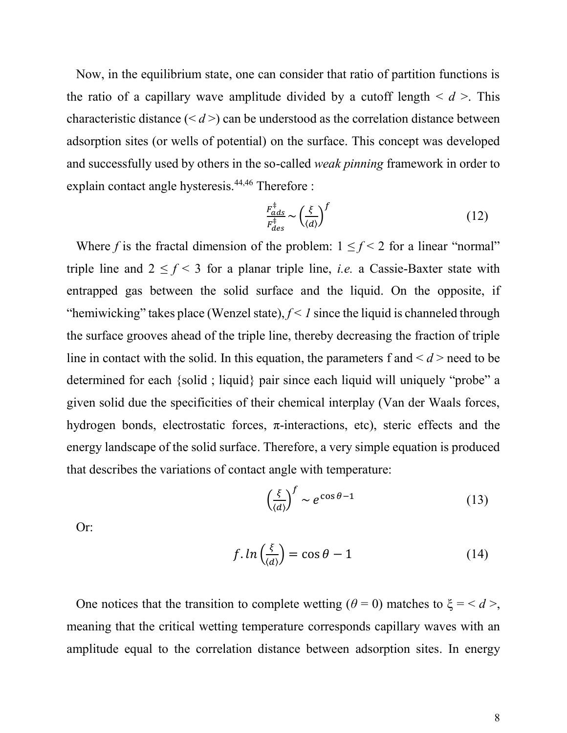Now, in the equilibrium state, one can consider that ratio of partition functions is the ratio of a capillary wave amplitude divided by a cutoff length $< d >$. This characteristic distance ($< d >$) can be understood as the correlation distance between adsorption sites (or wells of potential) on the surface. This concept was developed and successfully used by others in the so-called *weak pinning* framework in order to explain contact angle hysteresis.[44,46] Therefore :

$$\frac{F_{ads}^{\ddagger}}{F_{des}^{\ddagger}} \sim \left(\frac{\xi}{\langle d \rangle}\right)^{f} \tag{12}$$

Where $f$ is the fractal dimension of the problem: $1 \leq f < 2$ for a linear "normal" triple line and $2 \leq f < 3$ for a planar triple line, *i.e.* a Cassie-Baxter state with entrapped gas between the solid surface and the liquid. On the opposite, if "hemiwicking" takes place (Wenzel state), $f < 1$ since the liquid is channeled through the surface grooves ahead of the triple line, thereby decreasing the fraction of triple line in contact with the solid. In this equation, the parameters f and $< d >$ need to be determined for each {solid ; liquid} pair since each liquid will uniquely "probe" a given solid due the specificities of their chemical interplay (Van der Waals forces, hydrogen bonds, electrostatic forces, π-interactions, etc), steric effects and the energy landscape of the solid surface. Therefore, a very simple equation is produced that describes the variations of contact angle with temperature:

$$\left(\frac{\xi}{\langle d \rangle}\right)^{f} \sim e^{\cos\theta - 1} \tag{13}$$

Or:

$$f . \ln\left(\frac{\xi}{\langle d \rangle}\right) = \cos\theta - 1 \tag{14}$$

One notices that the transition to complete wetting ($\theta = 0$) matches to $\xi = < d >$, meaning that the critical wetting temperature corresponds capillary waves with an amplitude equal to the correlation distance between adsorption sites. In energy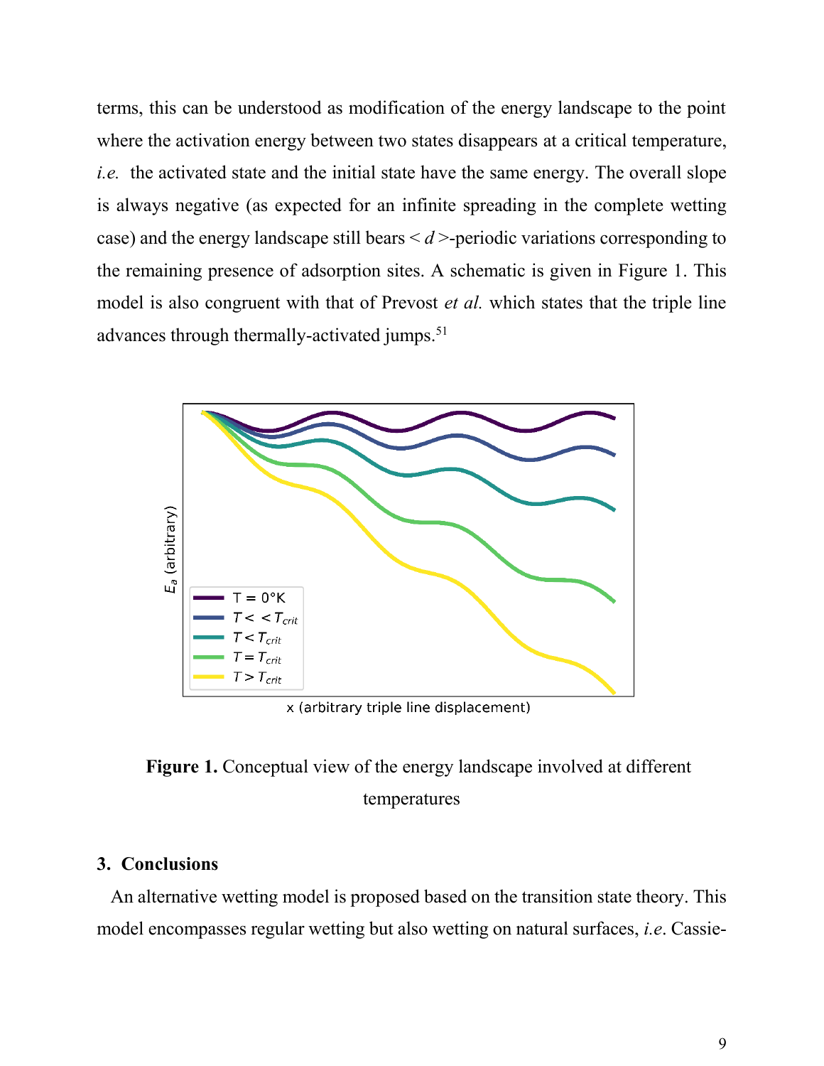terms, this can be understood as modification of the energy landscape to the point where the activation energy between two states disappears at a critical temperature, *i.e.* the activated state and the initial state have the same energy. The overall slope is always negative (as expected for an infinite spreading in the complete wetting case) and the energy landscape still bears $< d >$-periodic variations corresponding to the remaining presence of adsorption sites. A schematic is given in Figure 1. This model is also congruent with that of Prevost *et al.* which states that the triple line advances through thermally-activated jumps.[51]

**Figure 1.** Conceptual view of the energy landscape involved at different temperatures

## 3. Conclusions

An alternative wetting model is proposed based on the transition state theory. This model encompasses regular wetting but also wetting on natural surfaces, *i.e*. Cassie-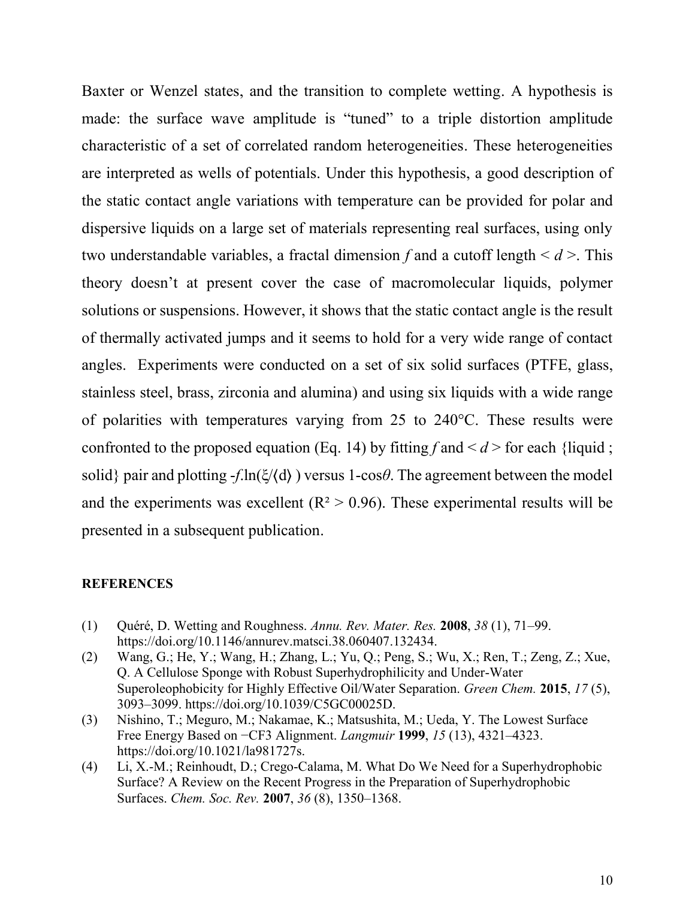Baxter or Wenzel states, and the transition to complete wetting. A hypothesis is made: the surface wave amplitude is "tuned" to a triple distortion amplitude characteristic of a set of correlated random heterogeneities. These heterogeneities are interpreted as wells of potentials. Under this hypothesis, a good description of the static contact angle variations with temperature can be provided for polar and dispersive liquids on a large set of materials representing real surfaces, using only two understandable variables, a fractal dimension $f$ and a cutoff length $< d >$. This theory doesn't at present cover the case of macromolecular liquids, polymer solutions or suspensions. However, it shows that the static contact angle is the result of thermally activated jumps and it seems to hold for a very wide range of contact angles. Experiments were conducted on a set of six solid surfaces (PTFE, glass, stainless steel, brass, zirconia and alumina) and using six liquids with a wide range of polarities with temperatures varying from 25 to 240°C. These results were confronted to the proposed equation (Eq. 14) by fitting $f$ and $< d >$ for each {liquid ; solid} pair and plotting $-f.\ln(\xi/\langle d \rangle)$ versus $1\text{-}\cos\theta$. The agreement between the model and the experiments was excellent ($R^2 > 0.96$). These experimental results will be presented in a subsequent publication.

**REFERENCES**

(1) Quéré, D. Wetting and Roughness. *Annu. Rev. Mater. Res.* **2008**, *38* (1), 71–99. https://doi.org/10.1146/annurev.matsci.38.060407.132434.

(2) Wang, G.; He, Y.; Wang, H.; Zhang, L.; Yu, Q.; Peng, S.; Wu, X.; Ren, T.; Zeng, Z.; Xue, Q. A Cellulose Sponge with Robust Superhydrophilicity and Under-Water Superoleophobicity for Highly Effective Oil/Water Separation. *Green Chem.* **2015**, *17* (5), 3093–3099. https://doi.org/10.1039/C5GC00025D.

(3) Nishino, T.; Meguro, M.; Nakamae, K.; Matsushita, M.; Ueda, Y. The Lowest Surface Free Energy Based on −CF3 Alignment. *Langmuir* **1999**, *15* (13), 4321–4323. https://doi.org/10.1021/la981727s.

(4) Li, X.-M.; Reinhoudt, D.; Crego-Calama, M. What Do We Need for a Superhydrophobic Surface? A Review on the Recent Progress in the Preparation of Superhydrophobic Surfaces. *Chem. Soc. Rev.* **2007**, *36* (8), 1350–1368.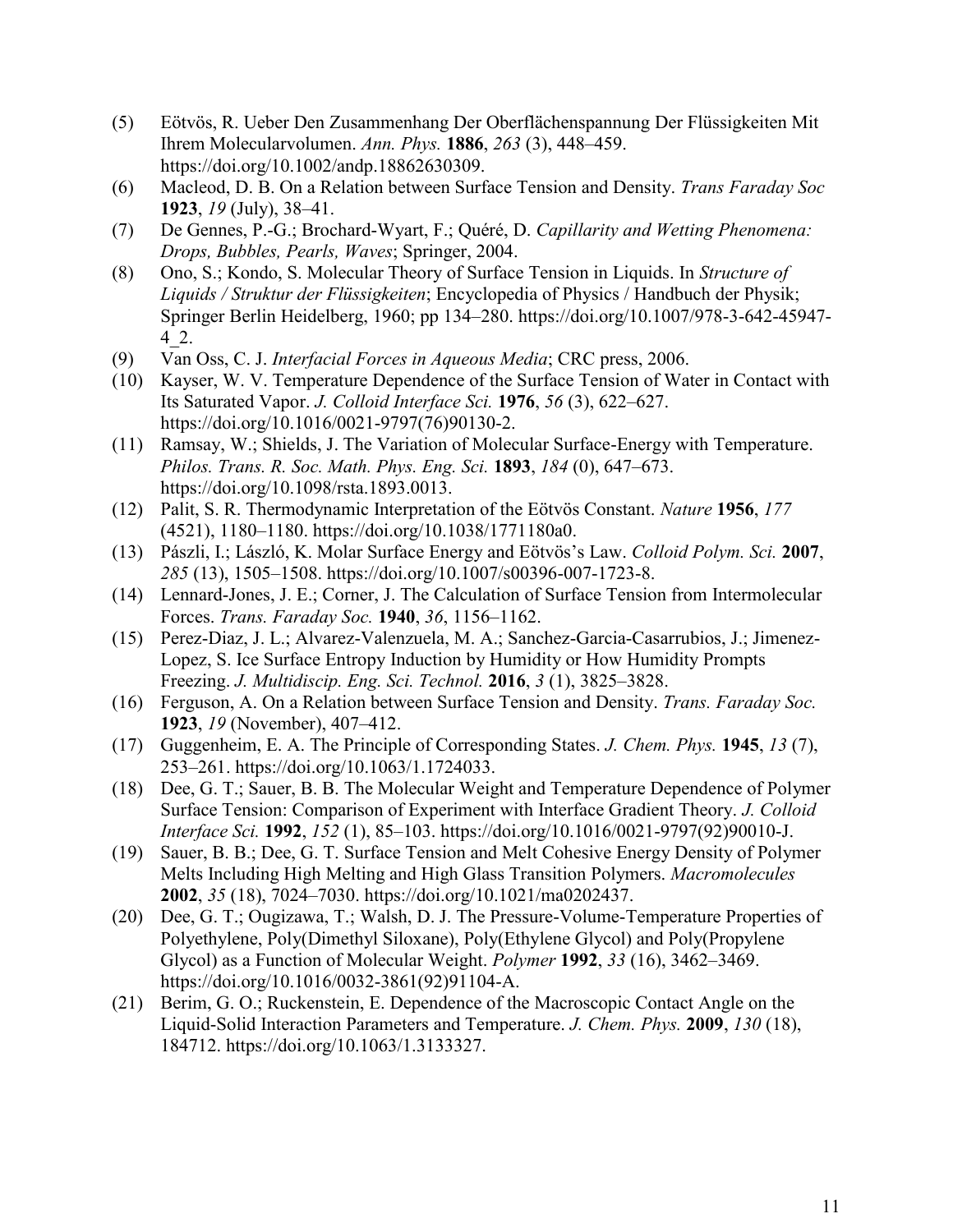(5) Eötvös, R. Ueber Den Zusammenhang Der Oberflächenspannung Der Flüssigkeiten Mit Ihrem Molecularvolumen. *Ann. Phys.* **1886**, *263* (3), 448–459. https://doi.org/10.1002/andp.18862630309.

(6) Macleod, D. B. On a Relation between Surface Tension and Density. *Trans Faraday Soc* **1923**, *19* (July), 38–41.

(7) De Gennes, P.-G.; Brochard-Wyart, F.; Quéré, D. *Capillarity and Wetting Phenomena: Drops, Bubbles, Pearls, Waves*; Springer, 2004.

(8) Ono, S.; Kondo, S. Molecular Theory of Surface Tension in Liquids. In *Structure of Liquids / Struktur der Flüssigkeiten*; Encyclopedia of Physics / Handbuch der Physik; Springer Berlin Heidelberg, 1960; pp 134–280. https://doi.org/10.1007/978-3-642-45947-4_2.

(9) Van Oss, C. J. *Interfacial Forces in Aqueous Media*; CRC press, 2006.

(10) Kayser, W. V. Temperature Dependence of the Surface Tension of Water in Contact with Its Saturated Vapor. *J. Colloid Interface Sci.* **1976**, *56* (3), 622–627. https://doi.org/10.1016/0021-9797(76)90130-2.

(11) Ramsay, W.; Shields, J. The Variation of Molecular Surface-Energy with Temperature. *Philos. Trans. R. Soc. Math. Phys. Eng. Sci.* **1893**, *184* (0), 647–673. https://doi.org/10.1098/rsta.1893.0013.

(12) Palit, S. R. Thermodynamic Interpretation of the Eötvös Constant. *Nature* **1956**, *177* (4521), 1180–1180. https://doi.org/10.1038/1771180a0.

(13) Pászli, I.; László, K. Molar Surface Energy and Eötvös's Law. *Colloid Polym. Sci.* **2007**, *285* (13), 1505–1508. https://doi.org/10.1007/s00396-007-1723-8.

(14) Lennard-Jones, J. E.; Corner, J. The Calculation of Surface Tension from Intermolecular Forces. *Trans. Faraday Soc.* **1940**, *36*, 1156–1162.

(15) Perez-Diaz, J. L.; Alvarez-Valenzuela, M. A.; Sanchez-Garcia-Casarrubios, J.; Jimenez-Lopez, S. Ice Surface Entropy Induction by Humidity or How Humidity Prompts Freezing. *J. Multidiscip. Eng. Sci. Technol.* **2016**, *3* (1), 3825–3828.

(16) Ferguson, A. On a Relation between Surface Tension and Density. *Trans. Faraday Soc.* **1923**, *19* (November), 407–412.

(17) Guggenheim, E. A. The Principle of Corresponding States. *J. Chem. Phys.* **1945**, *13* (7), 253–261. https://doi.org/10.1063/1.1724033.

(18) Dee, G. T.; Sauer, B. B. The Molecular Weight and Temperature Dependence of Polymer Surface Tension: Comparison of Experiment with Interface Gradient Theory. *J. Colloid Interface Sci.* **1992**, *152* (1), 85–103. https://doi.org/10.1016/0021-9797(92)90010-J.

(19) Sauer, B. B.; Dee, G. T. Surface Tension and Melt Cohesive Energy Density of Polymer Melts Including High Melting and High Glass Transition Polymers. *Macromolecules* **2002**, *35* (18), 7024–7030. https://doi.org/10.1021/ma0202437.

(20) Dee, G. T.; Ougizawa, T.; Walsh, D. J. The Pressure-Volume-Temperature Properties of Polyethylene, Poly(Dimethyl Siloxane), Poly(Ethylene Glycol) and Poly(Propylene Glycol) as a Function of Molecular Weight. *Polymer* **1992**, *33* (16), 3462–3469. https://doi.org/10.1016/0032-3861(92)91104-A.

(21) Berim, G. O.; Ruckenstein, E. Dependence of the Macroscopic Contact Angle on the Liquid-Solid Interaction Parameters and Temperature. *J. Chem. Phys.* **2009**, *130* (18), 184712. https://doi.org/10.1063/1.3133327.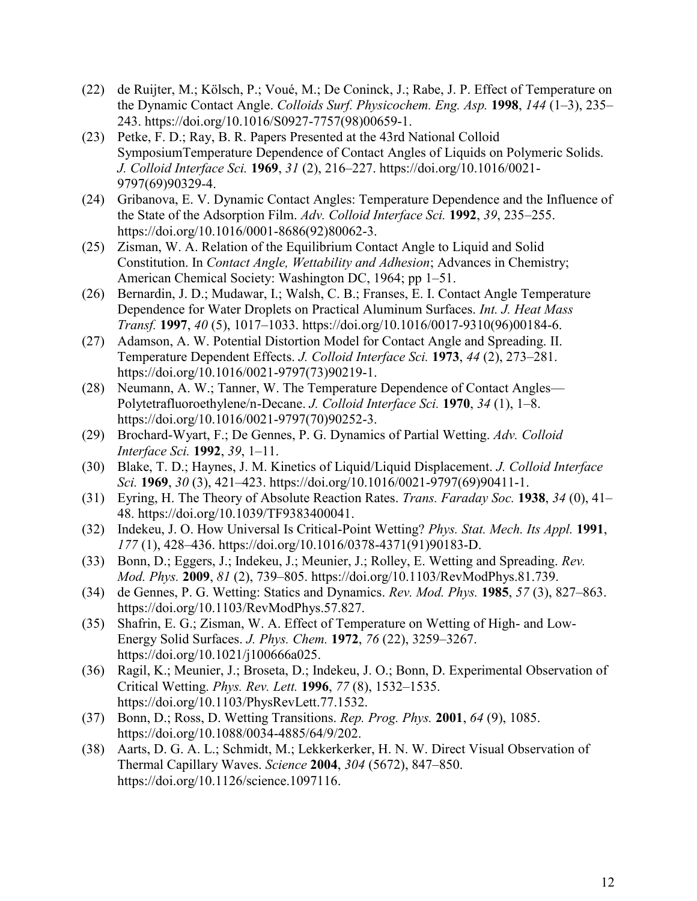(22) de Ruijter, M.; Kölsch, P.; Voué, M.; De Coninck, J.; Rabe, J. P. Effect of Temperature on the Dynamic Contact Angle. *Colloids Surf. Physicochem. Eng. Asp.* **1998**, *144* (1–3), 235–243. https://doi.org/10.1016/S0927-7757(98)00659-1.

(23) Petke, F. D.; Ray, B. R. Papers Presented at the 43rd National Colloid SymposiumTemperature Dependence of Contact Angles of Liquids on Polymeric Solids. *J. Colloid Interface Sci.* **1969**, *31* (2), 216–227. https://doi.org/10.1016/0021-9797(69)90329-4.

(24) Gribanova, E. V. Dynamic Contact Angles: Temperature Dependence and the Influence of the State of the Adsorption Film. *Adv. Colloid Interface Sci.* **1992**, *39*, 235–255. https://doi.org/10.1016/0001-8686(92)80062-3.

(25) Zisman, W. A. Relation of the Equilibrium Contact Angle to Liquid and Solid Constitution. In *Contact Angle, Wettability and Adhesion*; Advances in Chemistry; American Chemical Society: Washington DC, 1964; pp 1–51.

(26) Bernardin, J. D.; Mudawar, I.; Walsh, C. B.; Franses, E. I. Contact Angle Temperature Dependence for Water Droplets on Practical Aluminum Surfaces. *Int. J. Heat Mass Transf.* **1997**, *40* (5), 1017–1033. https://doi.org/10.1016/0017-9310(96)00184-6.

(27) Adamson, A. W. Potential Distortion Model for Contact Angle and Spreading. II. Temperature Dependent Effects. *J. Colloid Interface Sci.* **1973**, *44* (2), 273–281. https://doi.org/10.1016/0021-9797(73)90219-1.

(28) Neumann, A. W.; Tanner, W. The Temperature Dependence of Contact Angles—Polytetrafluoroethylene/n-Decane. *J. Colloid Interface Sci.* **1970**, *34* (1), 1–8. https://doi.org/10.1016/0021-9797(70)90252-3.

(29) Brochard-Wyart, F.; De Gennes, P. G. Dynamics of Partial Wetting. *Adv. Colloid Interface Sci.* **1992**, *39*, 1–11.

(30) Blake, T. D.; Haynes, J. M. Kinetics of Liquid/Liquid Displacement. *J. Colloid Interface Sci.* **1969**, *30* (3), 421–423. https://doi.org/10.1016/0021-9797(69)90411-1.

(31) Eyring, H. The Theory of Absolute Reaction Rates. *Trans. Faraday Soc.* **1938**, *34* (0), 41–48. https://doi.org/10.1039/TF9383400041.

(32) Indekeu, J. O. How Universal Is Critical-Point Wetting? *Phys. Stat. Mech. Its Appl.* **1991**, *177* (1), 428–436. https://doi.org/10.1016/0378-4371(91)90183-D.

(33) Bonn, D.; Eggers, J.; Indekeu, J.; Meunier, J.; Rolley, E. Wetting and Spreading. *Rev. Mod. Phys.* **2009**, *81* (2), 739–805. https://doi.org/10.1103/RevModPhys.81.739.

(34) de Gennes, P. G. Wetting: Statics and Dynamics. *Rev. Mod. Phys.* **1985**, *57* (3), 827–863. https://doi.org/10.1103/RevModPhys.57.827.

(35) Shafrin, E. G.; Zisman, W. A. Effect of Temperature on Wetting of High- and Low-Energy Solid Surfaces. *J. Phys. Chem.* **1972**, *76* (22), 3259–3267. https://doi.org/10.1021/j100666a025.

(36) Ragil, K.; Meunier, J.; Broseta, D.; Indekeu, J. O.; Bonn, D. Experimental Observation of Critical Wetting. *Phys. Rev. Lett.* **1996**, *77* (8), 1532–1535. https://doi.org/10.1103/PhysRevLett.77.1532.

(37) Bonn, D.; Ross, D. Wetting Transitions. *Rep. Prog. Phys.* **2001**, *64* (9), 1085. https://doi.org/10.1088/0034-4885/64/9/202.

(38) Aarts, D. G. A. L.; Schmidt, M.; Lekkerkerker, H. N. W. Direct Visual Observation of Thermal Capillary Waves. *Science* **2004**, *304* (5672), 847–850. https://doi.org/10.1126/science.1097116.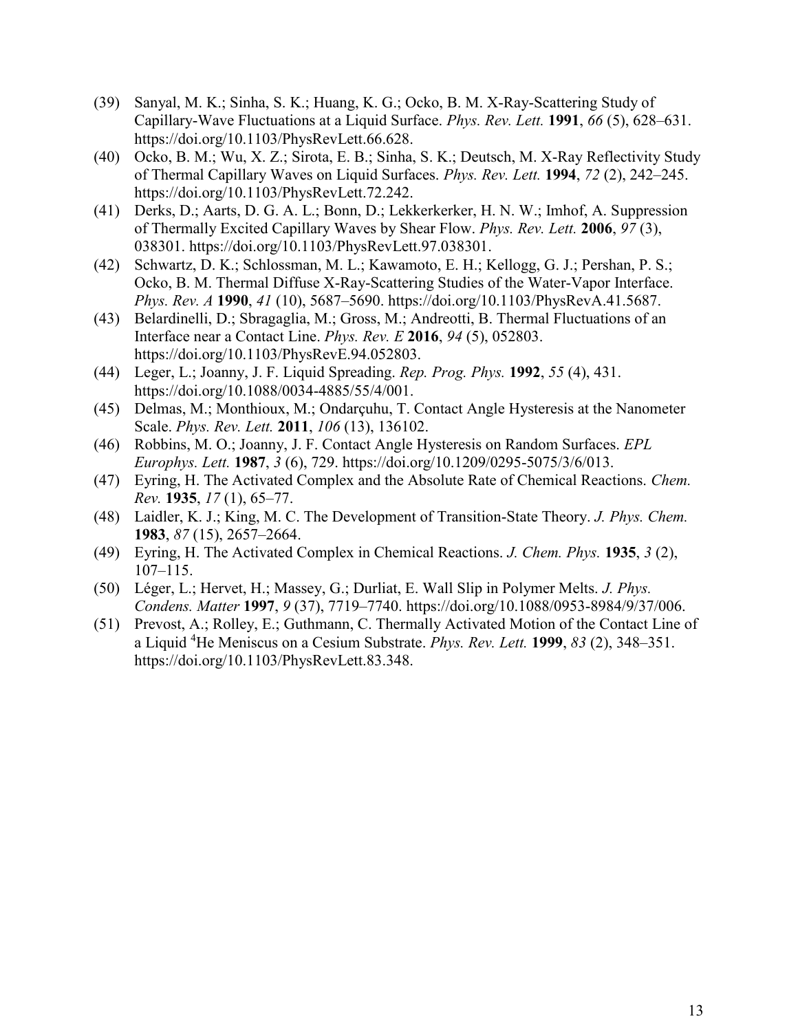(39) Sanyal, M. K.; Sinha, S. K.; Huang, K. G.; Ocko, B. M. X-Ray-Scattering Study of Capillary-Wave Fluctuations at a Liquid Surface. *Phys. Rev. Lett.* **1991**, *66* (5), 628–631. https://doi.org/10.1103/PhysRevLett.66.628.

(40) Ocko, B. M.; Wu, X. Z.; Sirota, E. B.; Sinha, S. K.; Deutsch, M. X-Ray Reflectivity Study of Thermal Capillary Waves on Liquid Surfaces. *Phys. Rev. Lett.* **1994**, *72* (2), 242–245. https://doi.org/10.1103/PhysRevLett.72.242.

(41) Derks, D.; Aarts, D. G. A. L.; Bonn, D.; Lekkerkerker, H. N. W.; Imhof, A. Suppression of Thermally Excited Capillary Waves by Shear Flow. *Phys. Rev. Lett.* **2006**, *97* (3), 038301. https://doi.org/10.1103/PhysRevLett.97.038301.

(42) Schwartz, D. K.; Schlossman, M. L.; Kawamoto, E. H.; Kellogg, G. J.; Pershan, P. S.; Ocko, B. M. Thermal Diffuse X-Ray-Scattering Studies of the Water-Vapor Interface. *Phys. Rev. A* **1990**, *41* (10), 5687–5690. https://doi.org/10.1103/PhysRevA.41.5687.

(43) Belardinelli, D.; Sbragaglia, M.; Gross, M.; Andreotti, B. Thermal Fluctuations of an Interface near a Contact Line. *Phys. Rev. E* **2016**, *94* (5), 052803. https://doi.org/10.1103/PhysRevE.94.052803.

(44) Leger, L.; Joanny, J. F. Liquid Spreading. *Rep. Prog. Phys.* **1992**, *55* (4), 431. https://doi.org/10.1088/0034-4885/55/4/001.

(45) Delmas, M.; Monthioux, M.; Ondarçuhu, T. Contact Angle Hysteresis at the Nanometer Scale. *Phys. Rev. Lett.* **2011**, *106* (13), 136102.

(46) Robbins, M. O.; Joanny, J. F. Contact Angle Hysteresis on Random Surfaces. *EPL Europhys. Lett.* **1987**, *3* (6), 729. https://doi.org/10.1209/0295-5075/3/6/013.

(47) Eyring, H. The Activated Complex and the Absolute Rate of Chemical Reactions. *Chem. Rev.* **1935**, *17* (1), 65–77.

(48) Laidler, K. J.; King, M. C. The Development of Transition-State Theory. *J. Phys. Chem.* **1983**, *87* (15), 2657–2664.

(49) Eyring, H. The Activated Complex in Chemical Reactions. *J. Chem. Phys.* **1935**, *3* (2), 107–115.

(50) Léger, L.; Hervet, H.; Massey, G.; Durliat, E. Wall Slip in Polymer Melts. *J. Phys. Condens. Matter* **1997**, *9* (37), 7719–7740. https://doi.org/10.1088/0953-8984/9/37/006.

(51) Prevost, A.; Rolley, E.; Guthmann, C. Thermally Activated Motion of the Contact Line of a Liquid $^4$He Meniscus on a Cesium Substrate. *Phys. Rev. Lett.* **1999**, *83* (2), 348–351. https://doi.org/10.1103/PhysRevLett.83.348.